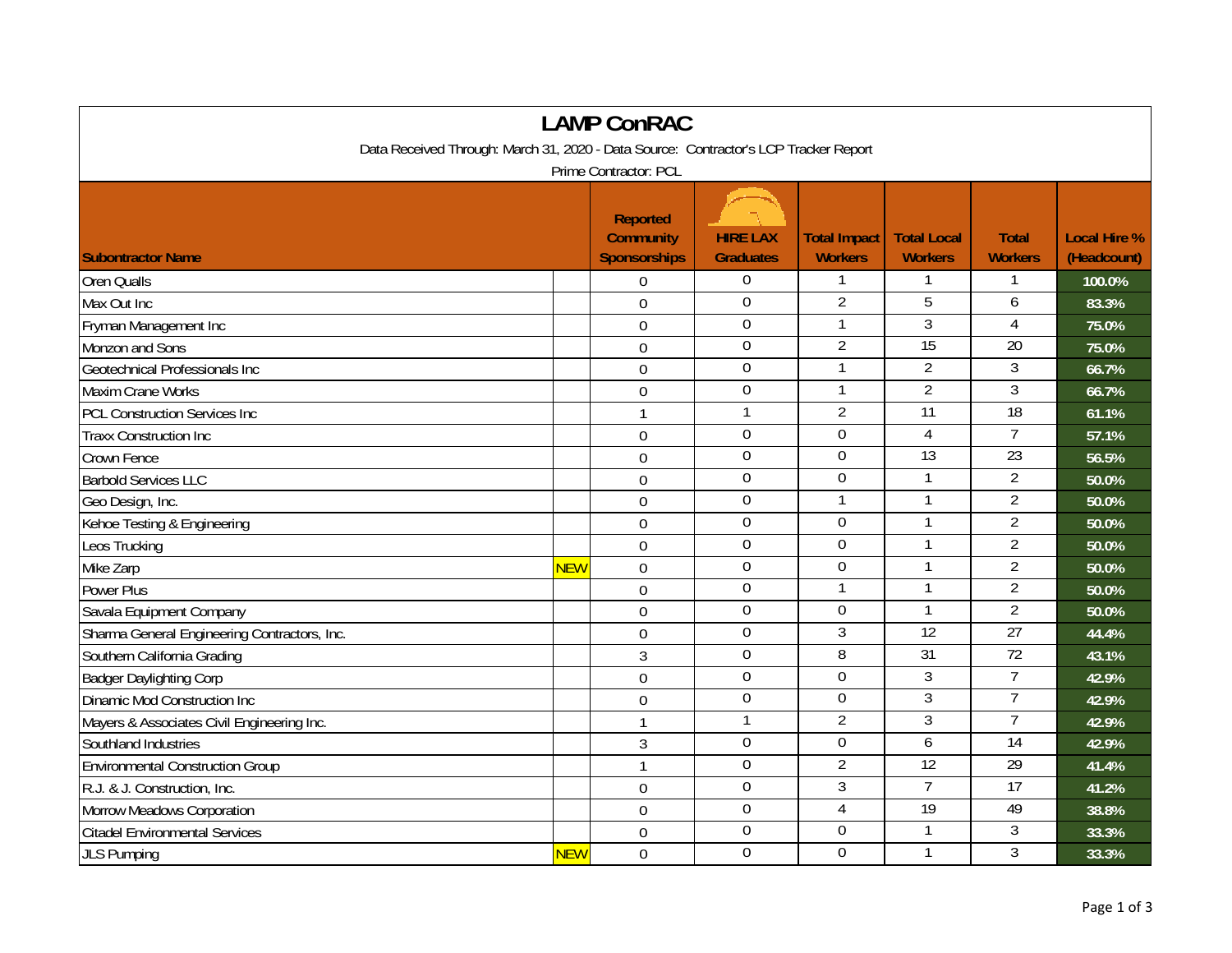# LAMP ConRAC

Data Received Through: March 31, 2020 - Data Source: Contractor's LCP Tracker Report

Prime Contractor: PCL

| Subontractor Name | | Reported Community Sponsorships | HIRE LAX Graduates | Total Impact Workers | Total Local Workers | Total Workers | Local Hire % (Headcount) |
|---|---|---|---|---|---|---|---|
| Oren Qualls | | 0 | 0 | 1 | 1 | 1 | 100.0% |
| Max Out Inc | | 0 | 0 | 2 | 5 | 6 | 83.3% |
| Fryman Management Inc | | 0 | 0 | 1 | 3 | 4 | 75.0% |
| Monzon and Sons | | 0 | 0 | 2 | 15 | 20 | 75.0% |
| Geotechnical Professionals Inc | | 0 | 0 | 1 | 2 | 3 | 66.7% |
| Maxim Crane Works | | 0 | 0 | 1 | 2 | 3 | 66.7% |
| PCL Construction Services Inc | | 1 | 1 | 2 | 11 | 18 | 61.1% |
| Traxx Construction Inc | | 0 | 0 | 0 | 4 | 7 | 57.1% |
| Crown Fence | | 0 | 0 | 0 | 13 | 23 | 56.5% |
| Barbold Services LLC | | 0 | 0 | 0 | 1 | 2 | 50.0% |
| Geo Design, Inc. | | 0 | 0 | 1 | 1 | 2 | 50.0% |
| Kehoe Testing & Engineering | | 0 | 0 | 0 | 1 | 2 | 50.0% |
| Leos Trucking | | 0 | 0 | 0 | 1 | 2 | 50.0% |
| Mike Zarp | NEW | 0 | 0 | 0 | 1 | 2 | 50.0% |
| Power Plus | | 0 | 0 | 1 | 1 | 2 | 50.0% |
| Savala Equipment Company | | 0 | 0 | 0 | 1 | 2 | 50.0% |
| Sharma General Engineering Contractors, Inc. | | 0 | 0 | 3 | 12 | 27 | 44.4% |
| Southern California Grading | | 3 | 0 | 8 | 31 | 72 | 43.1% |
| Badger Daylighting Corp | | 0 | 0 | 0 | 3 | 7 | 42.9% |
| Dinamic Mod Construction Inc | | 0 | 0 | 0 | 3 | 7 | 42.9% |
| Mayers & Associates Civil Engineering Inc. | | 1 | 1 | 2 | 3 | 7 | 42.9% |
| Southland Industries | | 3 | 0 | 0 | 6 | 14 | 42.9% |
| Environmental Construction Group | | 1 | 0 | 2 | 12 | 29 | 41.4% |
| R.J. & J. Construction, Inc. | | 0 | 0 | 3 | 7 | 17 | 41.2% |
| Morrow Meadows Corporation | | 0 | 0 | 4 | 19 | 49 | 38.8% |
| Citadel Environmental Services | | 0 | 0 | 0 | 1 | 3 | 33.3% |
| JLS Pumping | NEW | 0 | 0 | 0 | 1 | 3 | 33.3% |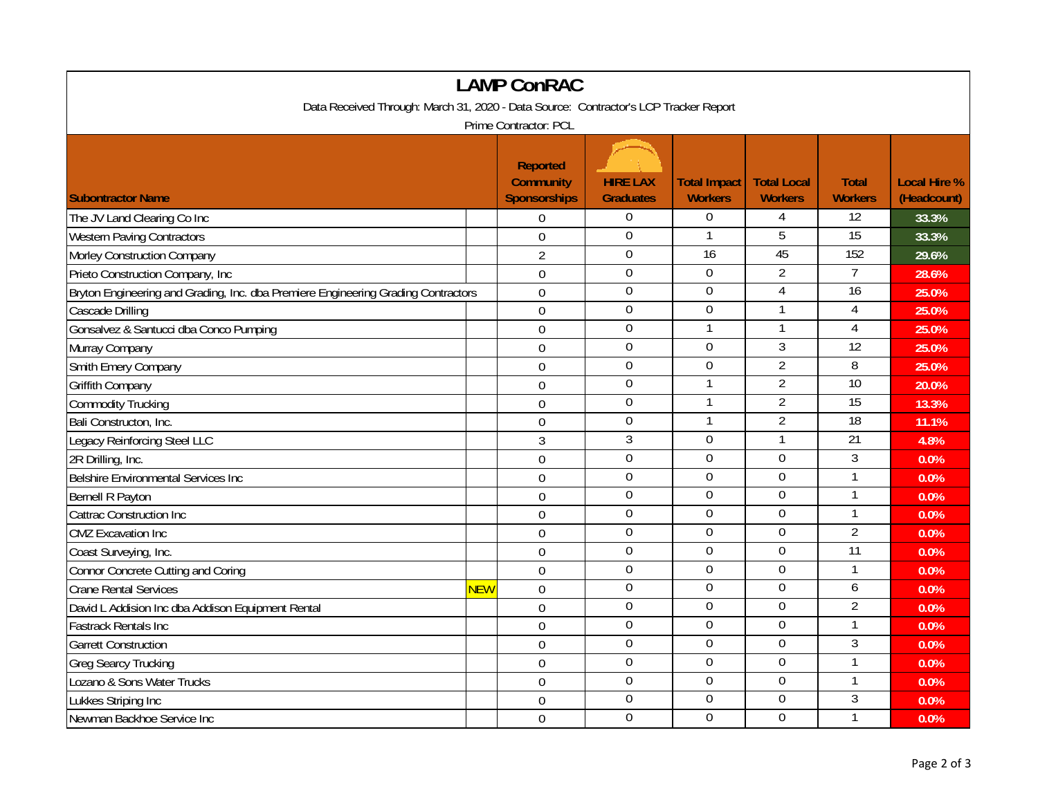# LAMP ConRAC

Data Received Through: March 31, 2020 - Data Source: Contractor's LCP Tracker Report

Prime Contractor: PCL

| Subcontractor Name | | Reported Community Sponsorships | HIRE LAX Graduates | Total Impact Workers | Total Local Workers | Total Workers | Local Hire % (Headcount) |
|---|---|---|---|---|---|---|---|
| The JV Land Clearing Co Inc | | 0 | 0 | 0 | 4 | 12 | 33.3% |
| Western Paving Contractors | | 0 | 0 | 1 | 5 | 15 | 33.3% |
| Morley Construction Company | | 2 | 0 | 16 | 45 | 152 | 29.6% |
| Prieto Construction Company, Inc | | 0 | 0 | 0 | 2 | 7 | 28.6% |
| Bryton Engineering and Grading, Inc. dba Premiere Engineering Grading Contractors | | 0 | 0 | 0 | 4 | 16 | 25.0% |
| Cascade Drilling | | 0 | 0 | 0 | 1 | 4 | 25.0% |
| Gonsalvez & Santucci dba Conco Pumping | | 0 | 0 | 1 | 1 | 4 | 25.0% |
| Murray Company | | 0 | 0 | 0 | 3 | 12 | 25.0% |
| Smith Emery Company | | 0 | 0 | 0 | 2 | 8 | 25.0% |
| Griffith Company | | 0 | 0 | 1 | 2 | 10 | 20.0% |
| Commodity Trucking | | 0 | 0 | 1 | 2 | 15 | 13.3% |
| Bali Constructon, Inc. | | 0 | 0 | 1 | 2 | 18 | 11.1% |
| Legacy Reinforcing Steel LLC | | 3 | 3 | 0 | 1 | 21 | 4.8% |
| 2R Drilling, Inc. | | 0 | 0 | 0 | 0 | 3 | 0.0% |
| Belshire Environmental Services Inc | | 0 | 0 | 0 | 0 | 1 | 0.0% |
| Bernell R Payton | | 0 | 0 | 0 | 0 | 1 | 0.0% |
| Cattrac Construction Inc | | 0 | 0 | 0 | 0 | 1 | 0.0% |
| CMZ Excavation Inc | | 0 | 0 | 0 | 0 | 2 | 0.0% |
| Coast Surveying, Inc. | | 0 | 0 | 0 | 0 | 11 | 0.0% |
| Connor Concrete Cutting and Coring | | 0 | 0 | 0 | 0 | 1 | 0.0% |
| Crane Rental Services | NEW | 0 | 0 | 0 | 0 | 6 | 0.0% |
| David L Addision Inc dba Addison Equipment Rental | | 0 | 0 | 0 | 0 | 2 | 0.0% |
| Fastrack Rentals Inc | | 0 | 0 | 0 | 0 | 1 | 0.0% |
| Garrett Construction | | 0 | 0 | 0 | 0 | 3 | 0.0% |
| Greg Searcy Trucking | | 0 | 0 | 0 | 0 | 1 | 0.0% |
| Lozano & Sons Water Trucks | | 0 | 0 | 0 | 0 | 1 | 0.0% |
| Lukkes Striping Inc | | 0 | 0 | 0 | 0 | 3 | 0.0% |
| Newman Backhoe Service Inc | | 0 | 0 | 0 | 0 | 1 | 0.0% |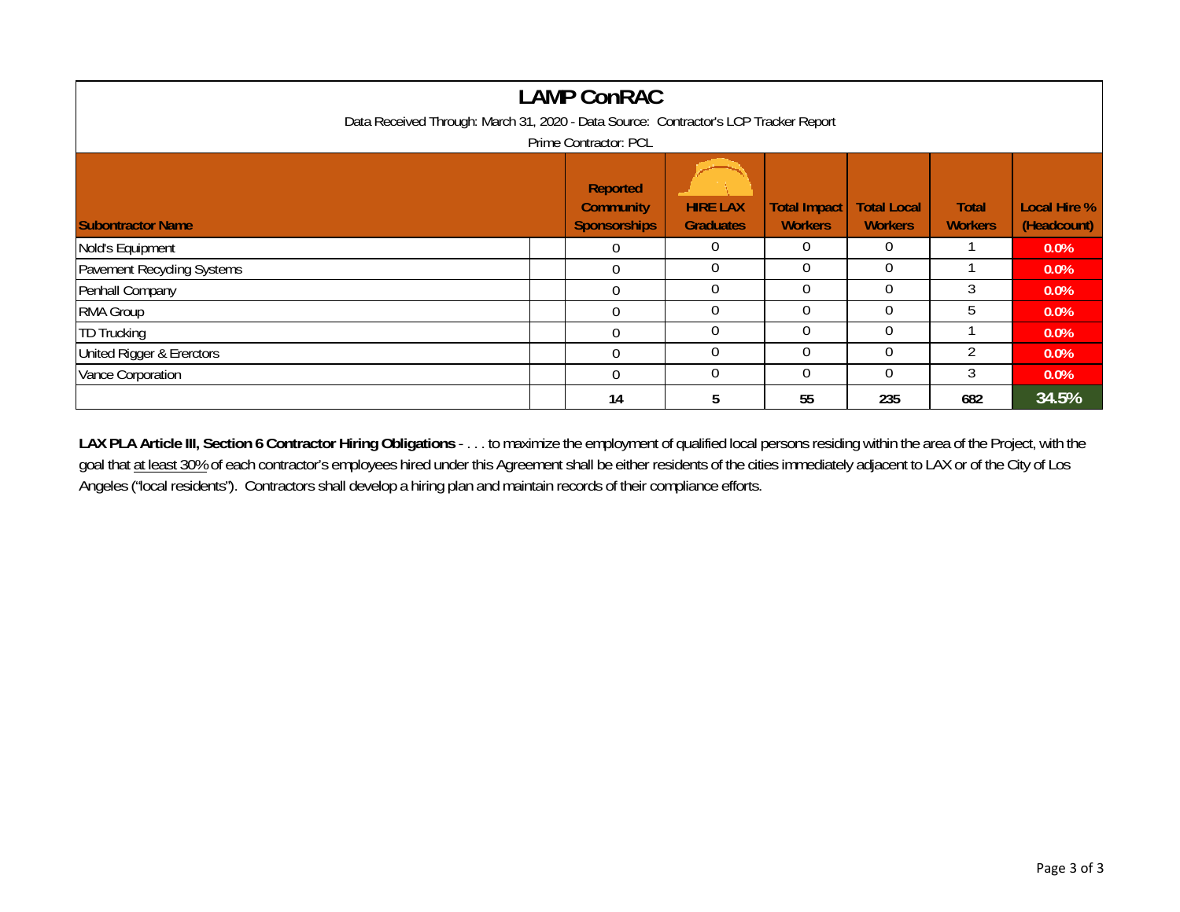# LAMP ConRAC

Data Received Through: March 31, 2020 - Data Source: Contractor's LCP Tracker Report

Prime Contractor: PCL

| Subcontractor Name | | Reported Community Sponsorships | HIRE LAX Graduates | Total Impact Workers | Total Local Workers | Total Workers | Local Hire % (Headcount) |
|---|---|---|---|---|---|---|---|
| Nold's Equipment | | 0 | 0 | 0 | 0 | 1 | 0.0% |
| Pavement Recycling Systems | | 0 | 0 | 0 | 0 | 1 | 0.0% |
| Penhall Company | | 0 | 0 | 0 | 0 | 3 | 0.0% |
| RMA Group | | 0 | 0 | 0 | 0 | 5 | 0.0% |
| TD Trucking | | 0 | 0 | 0 | 0 | 1 | 0.0% |
| United Rigger & Ererctors | | 0 | 0 | 0 | 0 | 2 | 0.0% |
| Vance Corporation | | 0 | 0 | 0 | 0 | 3 | 0.0% |
| | | 14 | 5 | 55 | 235 | 682 | 34.5% |

**LAX PLA Article III, Section 6 Contractor Hiring Obligations** - . . . to maximize the employment of qualified local persons residing within the area of the Project, with the goal that at least 30% of each contractor's employees hired under this Agreement shall be either residents of the cities immediately adjacent to LAX or of the City of Los Angeles ("local residents"). Contractors shall develop a hiring plan and maintain records of their compliance efforts.